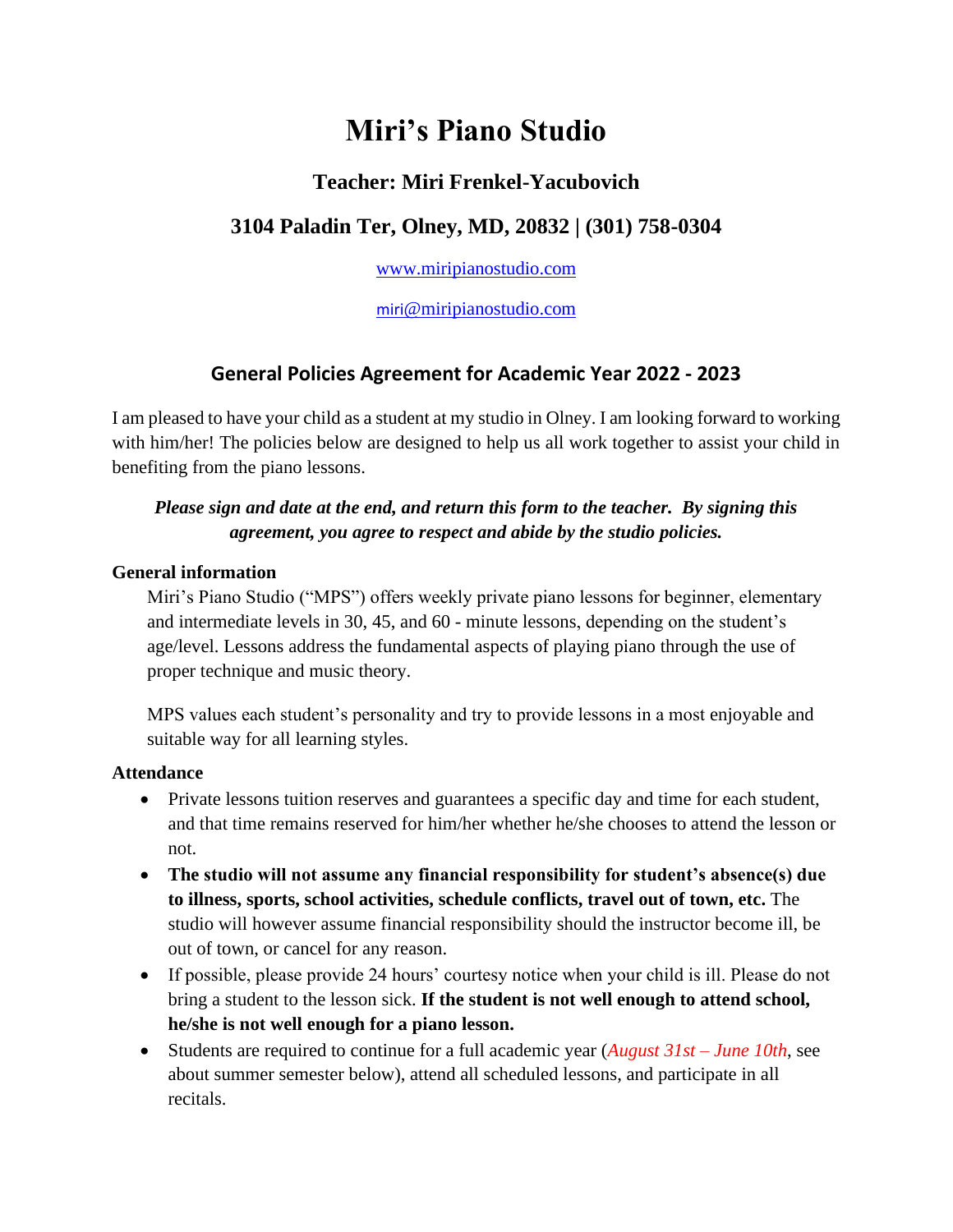# Miri's Piano Studio

## Teacher: Miri Frenkel-Yacubovich

## 3104 Paladin Ter, Olney, MD, 20832 | (301) 758-0304

www.miripianostudio.com

miri@miripianostudio.com

### General Policies Agreement for Academic Year 2022 - 2023

I am pleased to have your child as a student at my studio in Olney. I am looking forward to working with him/her! The policies below are designed to help us all work together to assist your child in benefiting from the piano lessons.

***Please sign and date at the end, and return this form to the teacher. By signing this agreement, you agree to respect and abide by the studio policies.***

**General information**

Miri's Piano Studio ("MPS") offers weekly private piano lessons for beginner, elementary and intermediate levels in 30, 45, and 60 - minute lessons, depending on the student's age/level. Lessons address the fundamental aspects of playing piano through the use of proper technique and music theory.

MPS values each student's personality and try to provide lessons in a most enjoyable and suitable way for all learning styles.

**Attendance**

- Private lessons tuition reserves and guarantees a specific day and time for each student, and that time remains reserved for him/her whether he/she chooses to attend the lesson or not.
- **The studio will not assume any financial responsibility for student's absence(s) due to illness, sports, school activities, schedule conflicts, travel out of town, etc.** The studio will however assume financial responsibility should the instructor become ill, be out of town, or cancel for any reason.
- If possible, please provide 24 hours' courtesy notice when your child is ill. Please do not bring a student to the lesson sick. **If the student is not well enough to attend school, he/she is not well enough for a piano lesson.**
- Students are required to continue for a full academic year (*August 31st – June 10th*, see about summer semester below), attend all scheduled lessons, and participate in all recitals.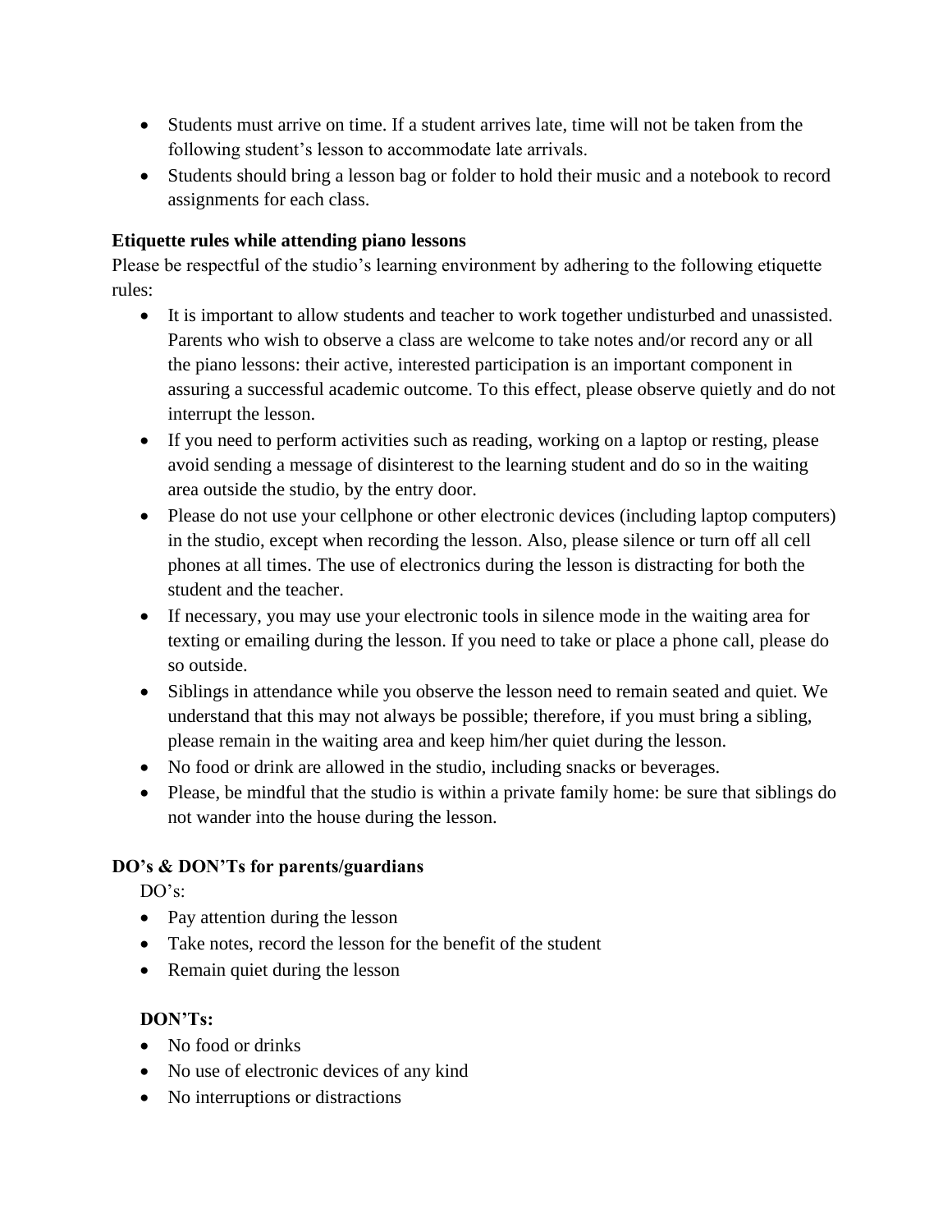- Students must arrive on time. If a student arrives late, time will not be taken from the following student's lesson to accommodate late arrivals.
- Students should bring a lesson bag or folder to hold their music and a notebook to record assignments for each class.

**Etiquette rules while attending piano lessons**

Please be respectful of the studio's learning environment by adhering to the following etiquette rules:

- It is important to allow students and teacher to work together undisturbed and unassisted. Parents who wish to observe a class are welcome to take notes and/or record any or all the piano lessons: their active, interested participation is an important component in assuring a successful academic outcome. To this effect, please observe quietly and do not interrupt the lesson.
- If you need to perform activities such as reading, working on a laptop or resting, please avoid sending a message of disinterest to the learning student and do so in the waiting area outside the studio, by the entry door.
- Please do not use your cellphone or other electronic devices (including laptop computers) in the studio, except when recording the lesson. Also, please silence or turn off all cell phones at all times. The use of electronics during the lesson is distracting for both the student and the teacher.
- If necessary, you may use your electronic tools in silence mode in the waiting area for texting or emailing during the lesson. If you need to take or place a phone call, please do so outside.
- Siblings in attendance while you observe the lesson need to remain seated and quiet. We understand that this may not always be possible; therefore, if you must bring a sibling, please remain in the waiting area and keep him/her quiet during the lesson.
- No food or drink are allowed in the studio, including snacks or beverages.
- Please, be mindful that the studio is within a private family home: be sure that siblings do not wander into the house during the lesson.

**DO's & DON'Ts for parents/guardians**

DO's:

- Pay attention during the lesson
- Take notes, record the lesson for the benefit of the student
- Remain quiet during the lesson

**DON'Ts:**

- No food or drinks
- No use of electronic devices of any kind
- No interruptions or distractions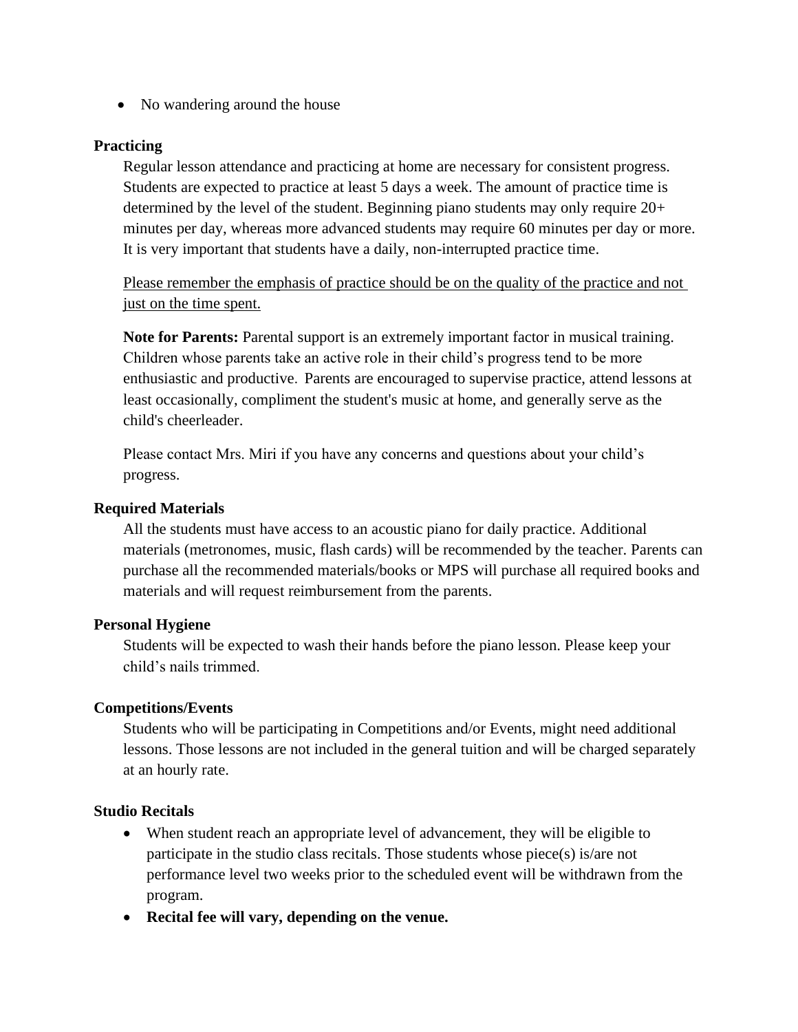- No wandering around the house

**Practicing**

Regular lesson attendance and practicing at home are necessary for consistent progress. Students are expected to practice at least 5 days a week. The amount of practice time is determined by the level of the student. Beginning piano students may only require 20+ minutes per day, whereas more advanced students may require 60 minutes per day or more. It is very important that students have a daily, non-interrupted practice time.

<u>Please remember the emphasis of practice should be on the quality of the practice and not just on the time spent.</u>

**Note for Parents:** Parental support is an extremely important factor in musical training. Children whose parents take an active role in their child's progress tend to be more enthusiastic and productive. Parents are encouraged to supervise practice, attend lessons at least occasionally, compliment the student's music at home, and generally serve as the child's cheerleader.

Please contact Mrs. Miri if you have any concerns and questions about your child's progress.

**Required Materials**

All the students must have access to an acoustic piano for daily practice. Additional materials (metronomes, music, flash cards) will be recommended by the teacher. Parents can purchase all the recommended materials/books or MPS will purchase all required books and materials and will request reimbursement from the parents.

**Personal Hygiene**

Students will be expected to wash their hands before the piano lesson. Please keep your child's nails trimmed.

**Competitions/Events**

Students who will be participating in Competitions and/or Events, might need additional lessons. Those lessons are not included in the general tuition and will be charged separately at an hourly rate.

**Studio Recitals**

- When student reach an appropriate level of advancement, they will be eligible to participate in the studio class recitals. Those students whose piece(s) is/are not performance level two weeks prior to the scheduled event will be withdrawn from the program.
- **Recital fee will vary, depending on the venue.**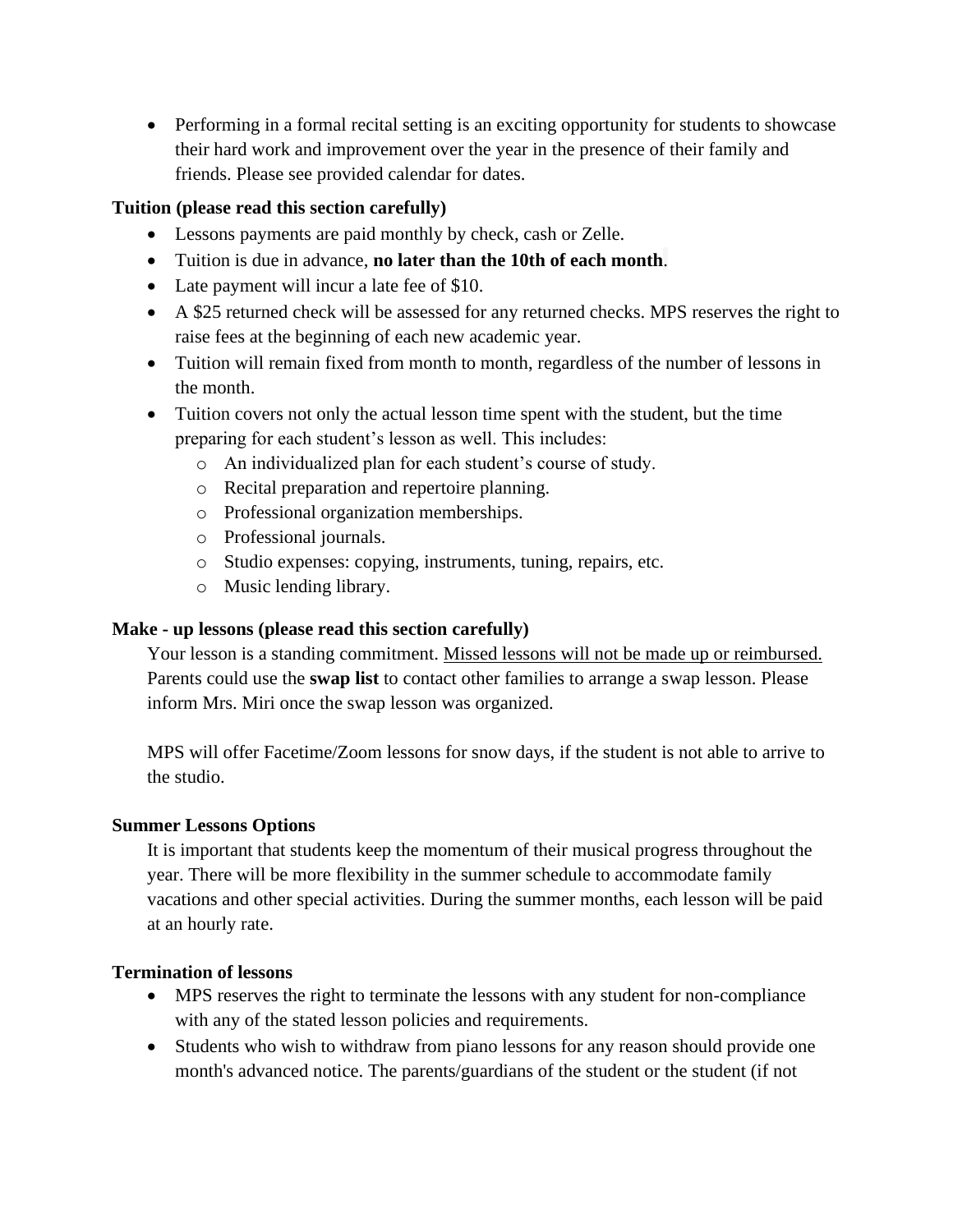- Performing in a formal recital setting is an exciting opportunity for students to showcase their hard work and improvement over the year in the presence of their family and friends. Please see provided calendar for dates.

**Tuition (please read this section carefully)**

- Lessons payments are paid monthly by check, cash or Zelle.
- Tuition is due in advance, **no later than the 10th of each month**.
- Late payment will incur a late fee of $10.
- A $25 returned check will be assessed for any returned checks. MPS reserves the right to raise fees at the beginning of each new academic year.
- Tuition will remain fixed from month to month, regardless of the number of lessons in the month.
- Tuition covers not only the actual lesson time spent with the student, but the time preparing for each student's lesson as well. This includes:
  - An individualized plan for each student's course of study.
  - Recital preparation and repertoire planning.
  - Professional organization memberships.
  - Professional journals.
  - Studio expenses: copying, instruments, tuning, repairs, etc.
  - Music lending library.

**Make - up lessons (please read this section carefully)**

Your lesson is a standing commitment. <u>Missed lessons will not be made up or reimbursed.</u> Parents could use the **swap list** to contact other families to arrange a swap lesson. Please inform Mrs. Miri once the swap lesson was organized.

MPS will offer Facetime/Zoom lessons for snow days, if the student is not able to arrive to the studio.

**Summer Lessons Options**

It is important that students keep the momentum of their musical progress throughout the year. There will be more flexibility in the summer schedule to accommodate family vacations and other special activities. During the summer months, each lesson will be paid at an hourly rate.

**Termination of lessons**

- MPS reserves the right to terminate the lessons with any student for non-compliance with any of the stated lesson policies and requirements.
- Students who wish to withdraw from piano lessons for any reason should provide one month's advanced notice. The parents/guardians of the student or the student (if not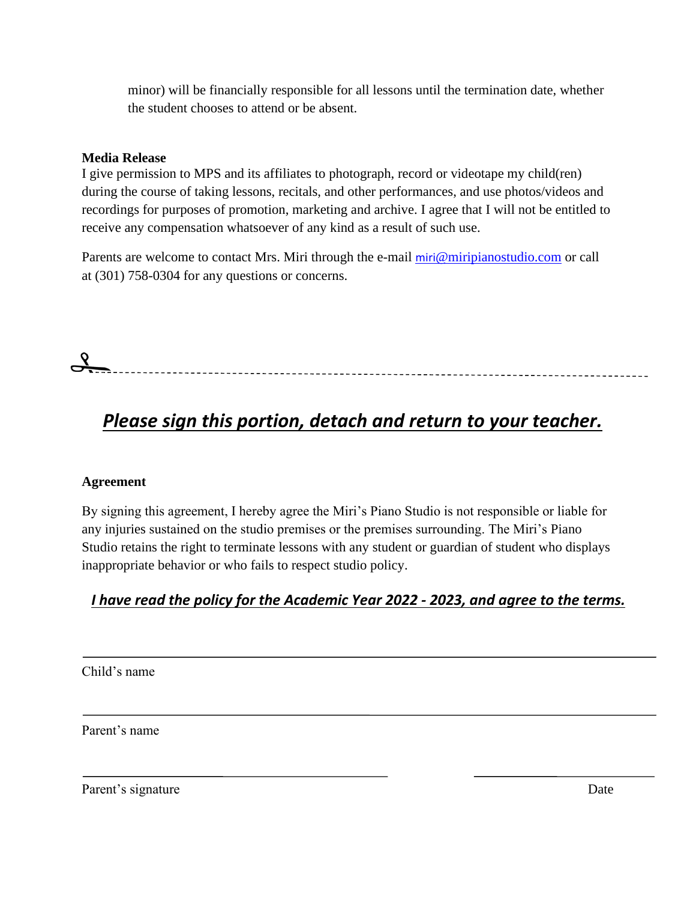minor) will be financially responsible for all lessons until the termination date, whether the student chooses to attend or be absent.

**Media Release**

I give permission to MPS and its affiliates to photograph, record or videotape my child(ren) during the course of taking lessons, recitals, and other performances, and use photos/videos and recordings for purposes of promotion, marketing and archive. I agree that I will not be entitled to receive any compensation whatsoever of any kind as a result of such use.

Parents are welcome to contact Mrs. Miri through the e-mail miri@miripianostudio.com or call at (301) 758-0304 for any questions or concerns.

---

***Please sign this portion, detach and return to your teacher.***

**Agreement**

By signing this agreement, I hereby agree the Miri's Piano Studio is not responsible or liable for any injuries sustained on the studio premises or the premises surrounding. The Miri's Piano Studio retains the right to terminate lessons with any student or guardian of student who displays inappropriate behavior or who fails to respect studio policy.

***I have read the policy for the Academic Year 2022 - 2023, and agree to the terms.***

\_\_\_\_\_\_\_\_\_\_\_\_\_\_\_\_\_\_\_\_\_\_\_\_\_\_\_\_\_\_\_\_\_\_\_\_\_\_\_\_

Child's name

\_\_\_\_\_\_\_\_\_\_\_\_\_\_\_\_\_\_\_\_\_\_\_\_\_\_\_\_\_\_\_\_\_\_\_\_\_\_\_\_

Parent's name

\_\_\_\_\_\_\_\_\_\_\_\_\_\_\_\_\_\_\_\_\_\_\_\_\_\_ \_\_\_\_\_\_\_\_\_\_\_\_\_\_\_\_

Parent's signature Date